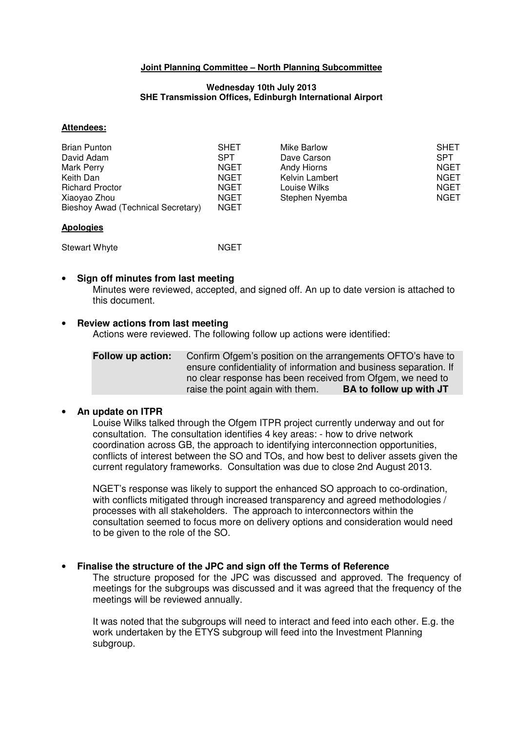**Joint Planning Committee – North Planning Subcommittee**

**Wednesday 10th July 2013**
**SHE Transmission Offices, Edinburgh International Airport**

**Attendees:**

| | | | |
|---|---|---|---|
| Brian Punton | SHET | Mike Barlow | SHET |
| David Adam | SPT | Dave Carson | SPT |
| Mark Perry | NGET | Andy Hiorns | NGET |
| Keith Dan | NGET | Kelvin Lambert | NGET |
| Richard Proctor | NGET | Louise Wilks | NGET |
| Xiaoyao Zhou | NGET | Stephen Nyemba | NGET |
| Bieshoy Awad (Technical Secretary) | NGET | | |

**Apologies**

Stewart Whyte NGET

- **Sign off minutes from last meeting**

  Minutes were reviewed, accepted, and signed off. An up to date version is attached to this document.

- **Review actions from last meeting**

  Actions were reviewed. The following follow up actions were identified:

| **Follow up action:** | Confirm Ofgem's position on the arrangements OFTO's have to ensure confidentiality of information and business separation. If no clear response has been received from Ofgem, we need to raise the point again with them. **BA to follow up with JT** |
|---|---|

- **An update on ITPR**

  Louise Wilks talked through the Ofgem ITPR project currently underway and out for consultation. The consultation identifies 4 key areas: - how to drive network coordination across GB, the approach to identifying interconnection opportunities, conflicts of interest between the SO and TOs, and how best to deliver assets given the current regulatory frameworks. Consultation was due to close 2nd August 2013.

  NGET's response was likely to support the enhanced SO approach to co-ordination, with conflicts mitigated through increased transparency and agreed methodologies / processes with all stakeholders. The approach to interconnectors within the consultation seemed to focus more on delivery options and consideration would need to be given to the role of the SO.

- **Finalise the structure of the JPC and sign off the Terms of Reference**

  The structure proposed for the JPC was discussed and approved. The frequency of meetings for the subgroups was discussed and it was agreed that the frequency of the meetings will be reviewed annually.

  It was noted that the subgroups will need to interact and feed into each other. E.g. the work undertaken by the ETYS subgroup will feed into the Investment Planning subgroup.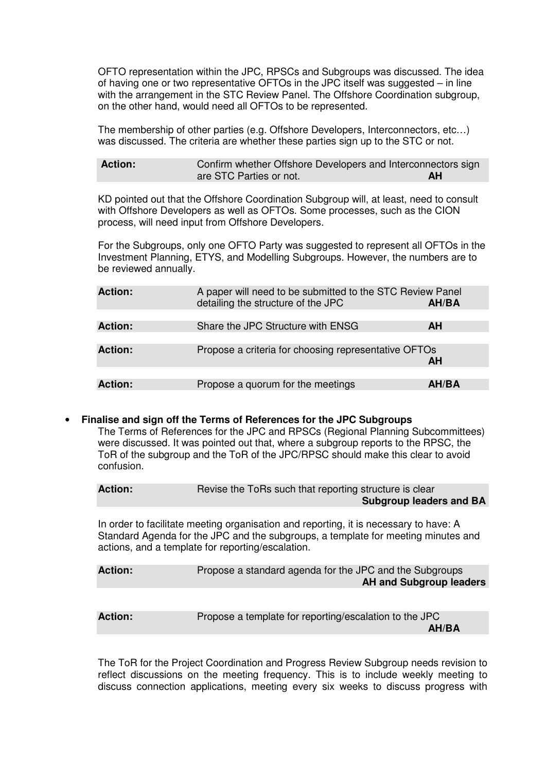OFTO representation within the JPC, RPSCs and Subgroups was discussed. The idea of having one or two representative OFTOs in the JPC itself was suggested – in line with the arrangement in the STC Review Panel. The Offshore Coordination subgroup, on the other hand, would need all OFTOs to be represented.

The membership of other parties (e.g. Offshore Developers, Interconnectors, etc…) was discussed. The criteria are whether these parties sign up to the STC or not.

| **Action:** | Confirm whether Offshore Developers and Interconnectors sign are STC Parties or not. **AH** |
|---|---|

KD pointed out that the Offshore Coordination Subgroup will, at least, need to consult with Offshore Developers as well as OFTOs. Some processes, such as the CION process, will need input from Offshore Developers.

For the Subgroups, only one OFTO Party was suggested to represent all OFTOs in the Investment Planning, ETYS, and Modelling Subgroups. However, the numbers are to be reviewed annually.

| **Action:** | A paper will need to be submitted to the STC Review Panel detailing the structure of the JPC | **AH/BA** |
|---|---|---|
| **Action:** | Share the JPC Structure with ENSG | **AH** |
| **Action:** | Propose a criteria for choosing representative OFTOs | **AH** |
| **Action:** | Propose a quorum for the meetings | **AH/BA** |

- **Finalise and sign off the Terms of References for the JPC Subgroups**

  The Terms of References for the JPC and RPSCs (Regional Planning Subcommittees) were discussed. It was pointed out that, where a subgroup reports to the RPSC, the ToR of the subgroup and the ToR of the JPC/RPSC should make this clear to avoid confusion.

| **Action:** | Revise the ToRs such that reporting structure is clear **Subgroup leaders and BA** |
|---|---|

In order to facilitate meeting organisation and reporting, it is necessary to have: A Standard Agenda for the JPC and the subgroups, a template for meeting minutes and actions, and a template for reporting/escalation.

| **Action:** | Propose a standard agenda for the JPC and the Subgroups **AH and Subgroup leaders** |
|---|---|
| **Action:** | Propose a template for reporting/escalation to the JPC **AH/BA** |

The ToR for the Project Coordination and Progress Review Subgroup needs revision to reflect discussions on the meeting frequency. This is to include weekly meeting to discuss connection applications, meeting every six weeks to discuss progress with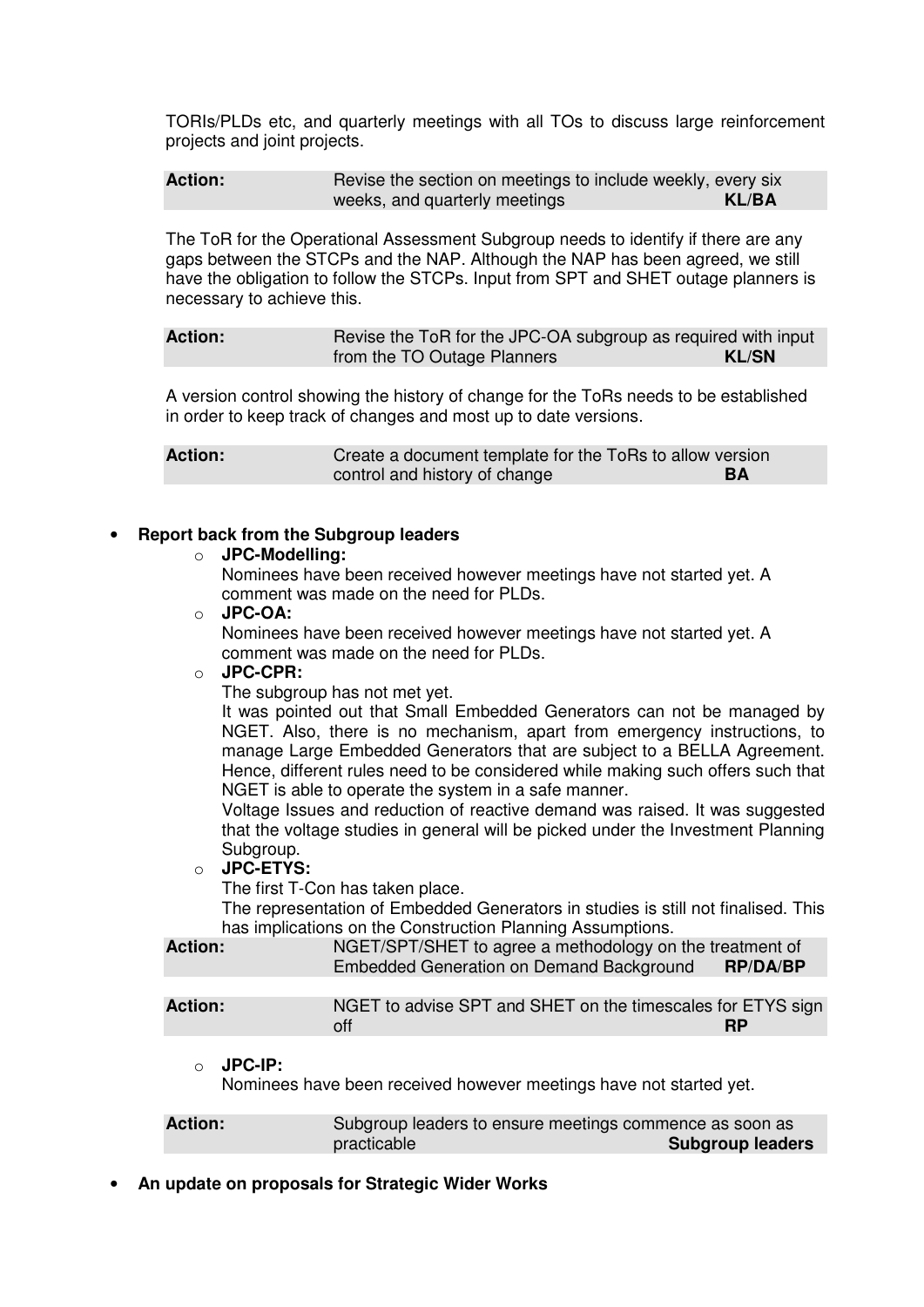TORIs/PLDs etc, and quarterly meetings with all TOs to discuss large reinforcement projects and joint projects.

| **Action:** | Revise the section on meetings to include weekly, every six weeks, and quarterly meetings **KL/BA** |
|---|---|

The ToR for the Operational Assessment Subgroup needs to identify if there are any gaps between the STCPs and the NAP. Although the NAP has been agreed, we still have the obligation to follow the STCPs. Input from SPT and SHET outage planners is necessary to achieve this.

| **Action:** | Revise the ToR for the JPC-OA subgroup as required with input from the TO Outage Planners **KL/SN** |
|---|---|

A version control showing the history of change for the ToRs needs to be established in order to keep track of changes and most up to date versions.

| **Action:** | Create a document template for the ToRs to allow version control and history of change **BA** |
|---|---|

- **Report back from the Subgroup leaders**
  - **JPC-Modelling:**
    Nominees have been received however meetings have not started yet. A comment was made on the need for PLDs.
  - **JPC-OA:**
    Nominees have been received however meetings have not started yet. A comment was made on the need for PLDs.
  - **JPC-CPR:**
    The subgroup has not met yet.
    It was pointed out that Small Embedded Generators can not be managed by NGET. Also, there is no mechanism, apart from emergency instructions, to manage Large Embedded Generators that are subject to a BELLA Agreement. Hence, different rules need to be considered while making such offers such that NGET is able to operate the system in a safe manner.
    Voltage Issues and reduction of reactive demand was raised. It was suggested that the voltage studies in general will be picked under the Investment Planning Subgroup.
  - **JPC-ETYS:**
    The first T-Con has taken place.
    The representation of Embedded Generators in studies is still not finalised. This has implications on the Construction Planning Assumptions.

| **Action:** | NGET/SPT/SHET to agree a methodology on the treatment of Embedded Generation on Demand Background **RP/DA/BP** |
|---|---|

| **Action:** | NGET to advise SPT and SHET on the timescales for ETYS sign off **RP** |
|---|---|

  - **JPC-IP:**
    Nominees have been received however meetings have not started yet.

| **Action:** | Subgroup leaders to ensure meetings commence as soon as practicable **Subgroup leaders** |
|---|---|

- **An update on proposals for Strategic Wider Works**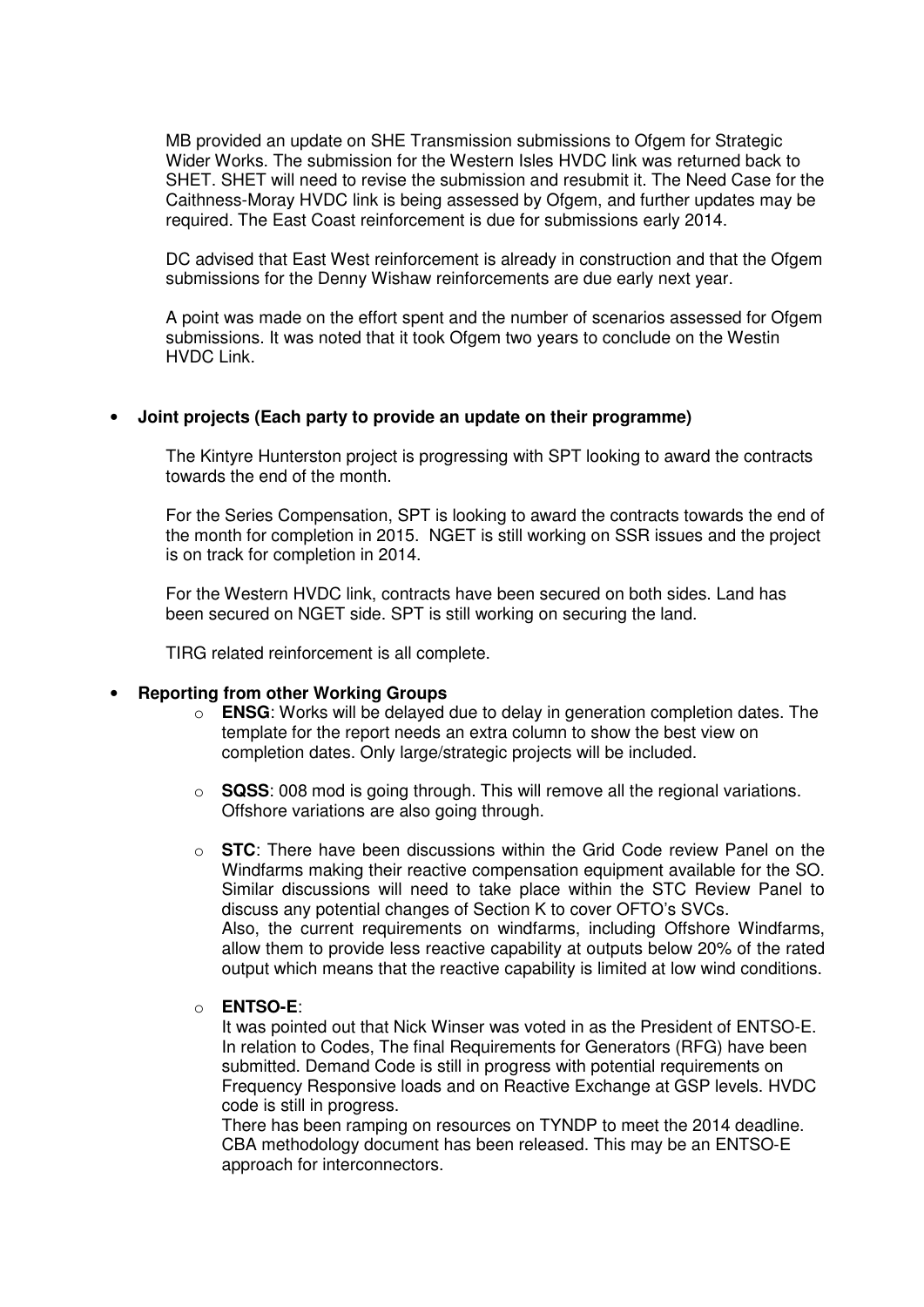MB provided an update on SHE Transmission submissions to Ofgem for Strategic Wider Works. The submission for the Western Isles HVDC link was returned back to SHET. SHET will need to revise the submission and resubmit it. The Need Case for the Caithness-Moray HVDC link is being assessed by Ofgem, and further updates may be required. The East Coast reinforcement is due for submissions early 2014.

DC advised that East West reinforcement is already in construction and that the Ofgem submissions for the Denny Wishaw reinforcements are due early next year.

A point was made on the effort spent and the number of scenarios assessed for Ofgem submissions. It was noted that it took Ofgem two years to conclude on the Westin HVDC Link.

- **Joint projects (Each party to provide an update on their programme)**

  The Kintyre Hunterston project is progressing with SPT looking to award the contracts towards the end of the month.

  For the Series Compensation, SPT is looking to award the contracts towards the end of the month for completion in 2015. NGET is still working on SSR issues and the project is on track for completion in 2014.

  For the Western HVDC link, contracts have been secured on both sides. Land has been secured on NGET side. SPT is still working on securing the land.

  TIRG related reinforcement is all complete.

- **Reporting from other Working Groups**
  - **ENSG**: Works will be delayed due to delay in generation completion dates. The template for the report needs an extra column to show the best view on completion dates. Only large/strategic projects will be included.

  - **SQSS**: 008 mod is going through. This will remove all the regional variations. Offshore variations are also going through.

  - **STC**: There have been discussions within the Grid Code review Panel on the Windfarms making their reactive compensation equipment available for the SO. Similar discussions will need to take place within the STC Review Panel to discuss any potential changes of Section K to cover OFTO's SVCs.
    Also, the current requirements on windfarms, including Offshore Windfarms, allow them to provide less reactive capability at outputs below 20% of the rated output which means that the reactive capability is limited at low wind conditions.

  - **ENTSO-E**:
    It was pointed out that Nick Winser was voted in as the President of ENTSO-E. In relation to Codes, The final Requirements for Generators (RFG) have been submitted. Demand Code is still in progress with potential requirements on Frequency Responsive loads and on Reactive Exchange at GSP levels. HVDC code is still in progress.
    There has been ramping on resources on TYNDP to meet the 2014 deadline. CBA methodology document has been released. This may be an ENTSO-E approach for interconnectors.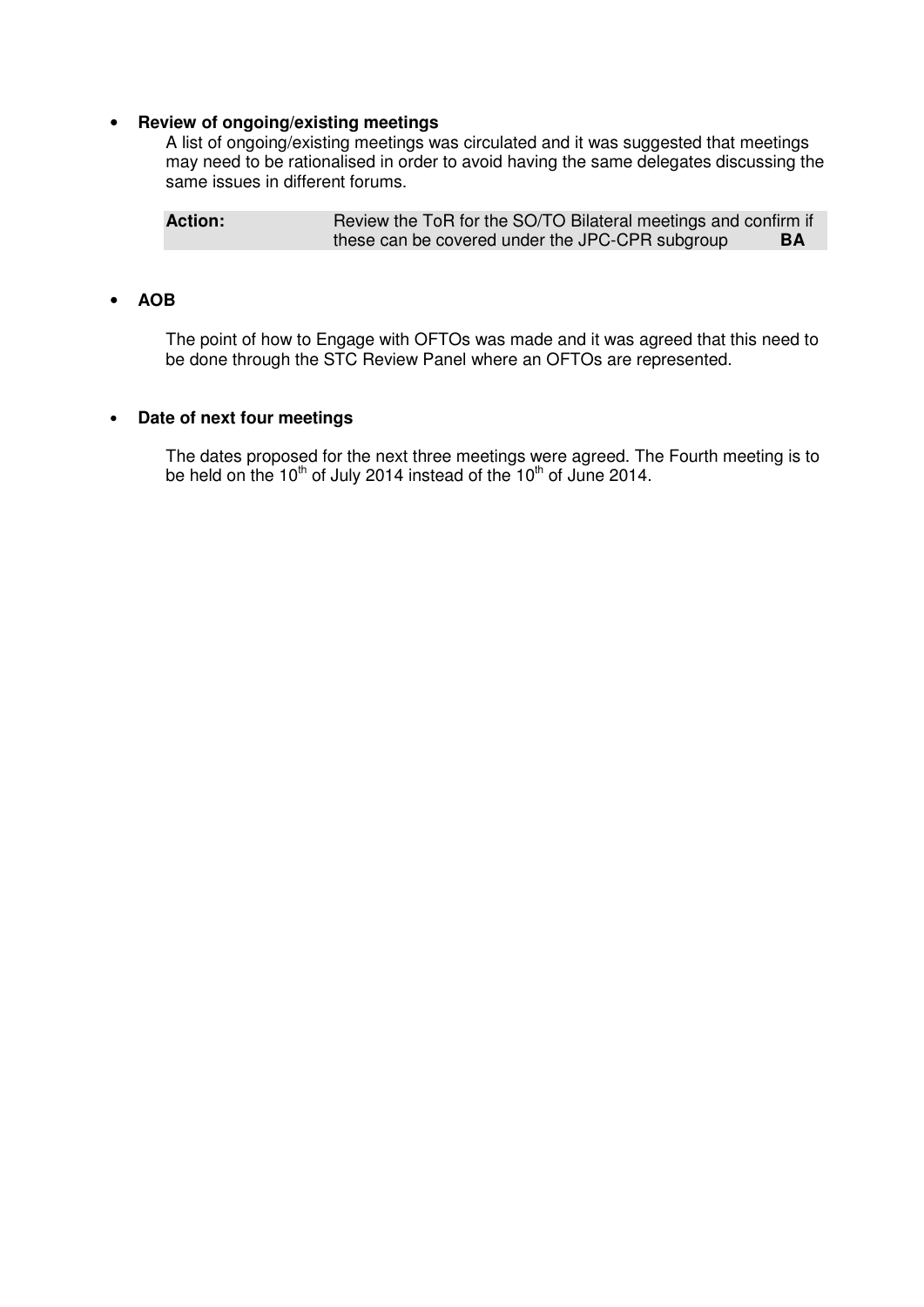- **Review of ongoing/existing meetings**

  A list of ongoing/existing meetings was circulated and it was suggested that meetings may need to be rationalised in order to avoid having the same delegates discussing the same issues in different forums.

| **Action:** | Review the ToR for the SO/TO Bilateral meetings and confirm if these can be covered under the JPC-CPR subgroup | **BA** |
|---|---|---|

- **AOB**

  The point of how to Engage with OFTOs was made and it was agreed that this need to be done through the STC Review Panel where an OFTOs are represented.

- **Date of next four meetings**

  The dates proposed for the next three meetings were agreed. The Fourth meeting is to be held on the 10th of July 2014 instead of the 10th of June 2014.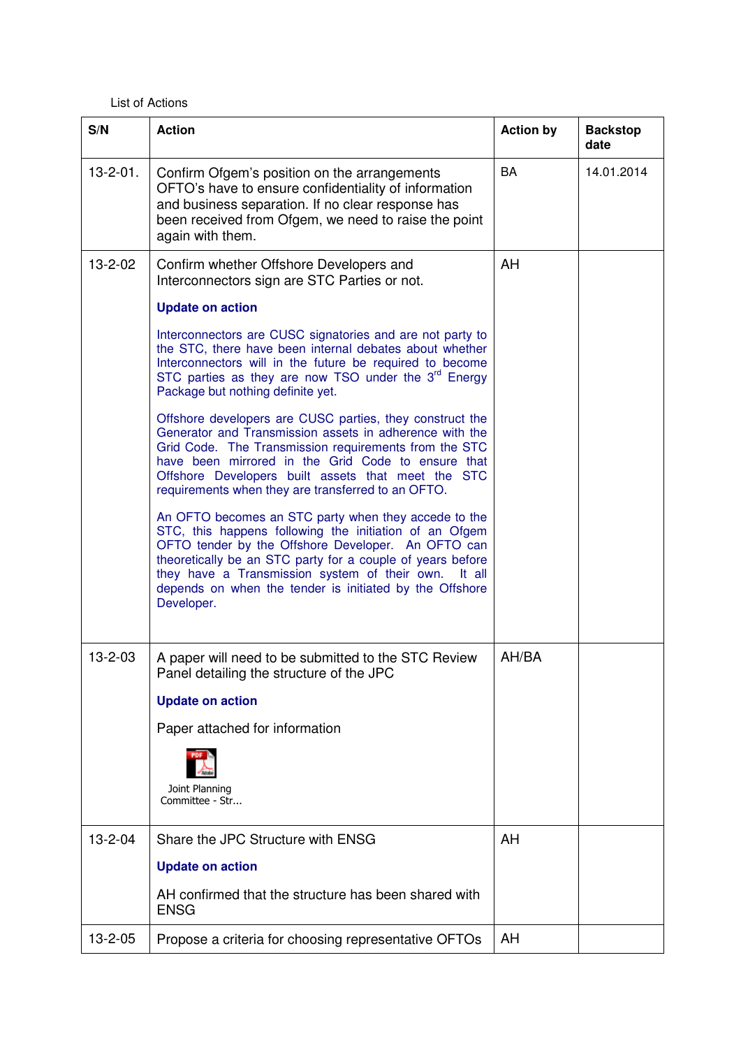List of Actions

| S/N | Action | Action by | Backstop date |
|---|---|---|---|
| 13-2-01. | Confirm Ofgem's position on the arrangements OFTO's have to ensure confidentiality of information and business separation. If no clear response has been received from Ofgem, we need to raise the point again with them. | BA | 14.01.2014 |
| 13-2-02 | Confirm whether Offshore Developers and Interconnectors sign are STC Parties or not.<br><br>**Update on action**<br><br>Interconnectors are CUSC signatories and are not party to the STC, there have been internal debates about whether Interconnectors will in the future be required to become STC parties as they are now TSO under the 3rd Energy Package but nothing definite yet.<br><br>Offshore developers are CUSC parties, they construct the Generator and Transmission assets in adherence with the Grid Code. The Transmission requirements from the STC have been mirrored in the Grid Code to ensure that Offshore Developers built assets that meet the STC requirements when they are transferred to an OFTO.<br><br>An OFTO becomes an STC party when they accede to the STC, this happens following the initiation of an Ofgem OFTO tender by the Offshore Developer. An OFTO can theoretically be an STC party for a couple of years before they have a Transmission system of their own. It all depends on when the tender is initiated by the Offshore Developer. | AH | |
| 13-2-03 | A paper will need to be submitted to the STC Review Panel detailing the structure of the JPC<br><br>**Update on action**<br><br>Paper attached for information<br><br>Joint Planning Committee - Str... | AH/BA | |
| 13-2-04 | Share the JPC Structure with ENSG<br><br>**Update on action**<br><br>AH confirmed that the structure has been shared with ENSG | AH | |
| 13-2-05 | Propose a criteria for choosing representative OFTOs | AH | |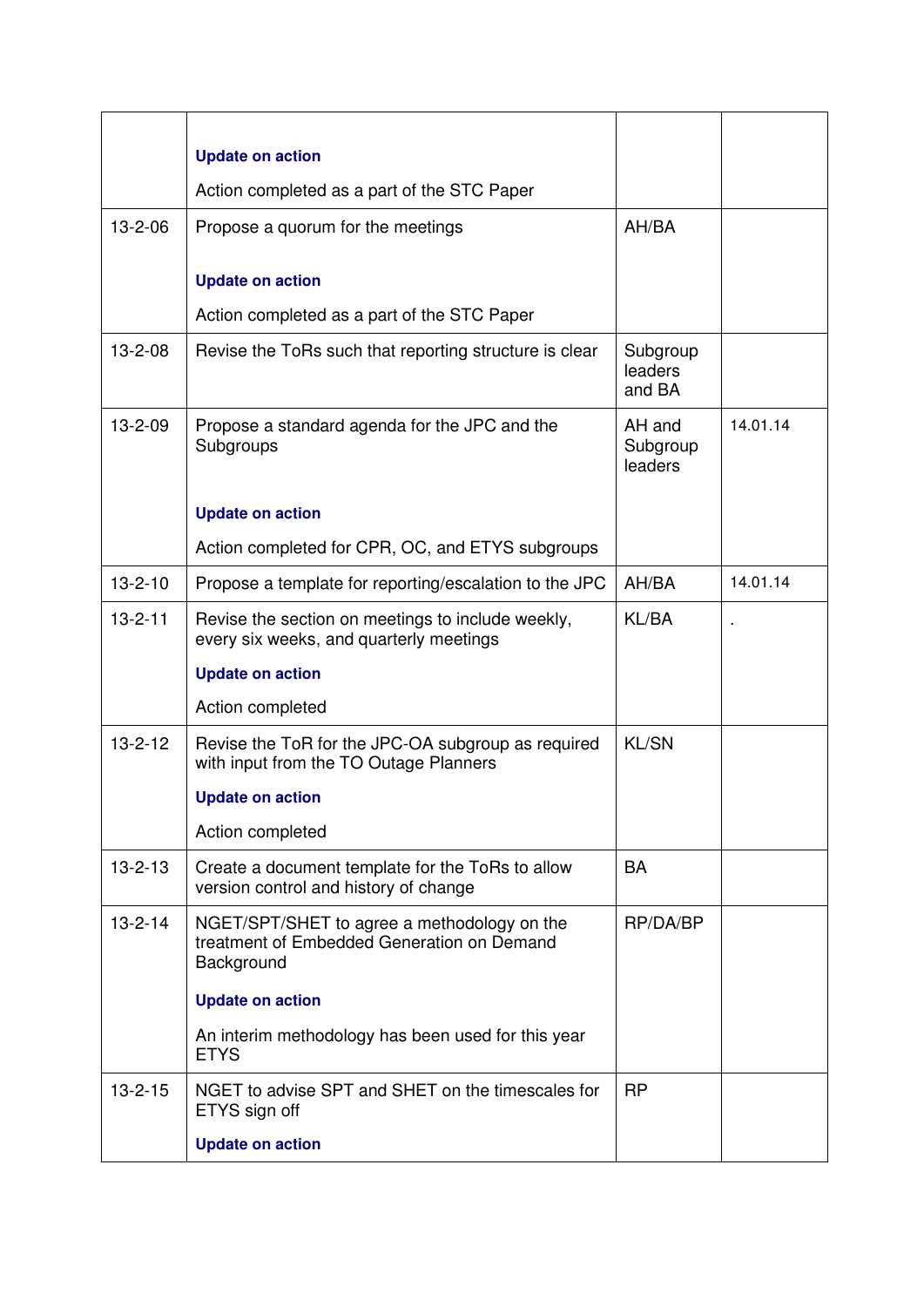| | | | |
|---|---|---|---|
| | **Update on action**<br><br>Action completed as a part of the STC Paper | | |
| 13-2-06 | Propose a quorum for the meetings<br><br>**Update on action**<br><br>Action completed as a part of the STC Paper | AH/BA | |
| 13-2-08 | Revise the ToRs such that reporting structure is clear | Subgroup leaders and BA | |
| 13-2-09 | Propose a standard agenda for the JPC and the Subgroups<br><br>**Update on action**<br><br>Action completed for CPR, OC, and ETYS subgroups | AH and Subgroup leaders | 14.01.14 |
| 13-2-10 | Propose a template for reporting/escalation to the JPC | AH/BA | 14.01.14 |
| 13-2-11 | Revise the section on meetings to include weekly, every six weeks, and quarterly meetings<br><br>**Update on action**<br><br>Action completed | KL/BA | . |
| 13-2-12 | Revise the ToR for the JPC-OA subgroup as required with input from the TO Outage Planners<br><br>**Update on action**<br><br>Action completed | KL/SN | |
| 13-2-13 | Create a document template for the ToRs to allow version control and history of change | BA | |
| 13-2-14 | NGET/SPT/SHET to agree a methodology on the treatment of Embedded Generation on Demand Background<br><br>**Update on action**<br><br>An interim methodology has been used for this year ETYS | RP/DA/BP | |
| 13-2-15 | NGET to advise SPT and SHET on the timescales for ETYS sign off<br><br>**Update on action** | RP | |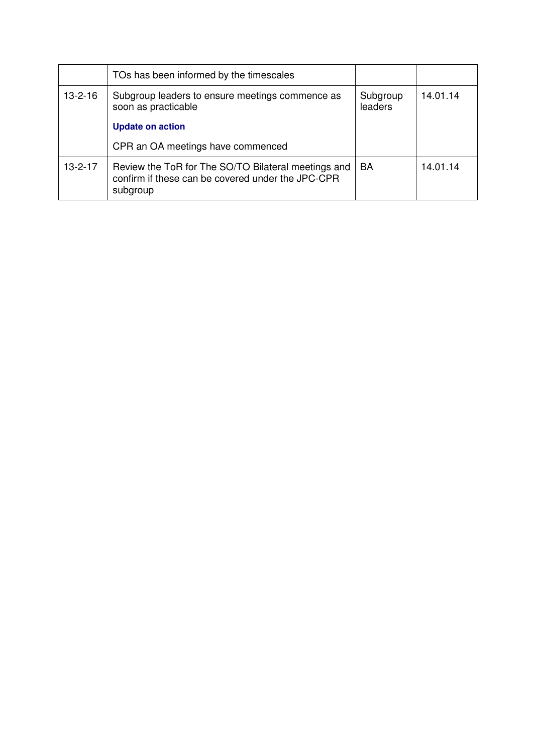|  |  |  |  |
|---|---|---|---|
|  | TOs has been informed by the timescales |  |  |
| 13-2-16 | Subgroup leaders to ensure meetings commence as soon as practicable<br><br>**Update on action**<br><br>CPR an OA meetings have commenced | Subgroup leaders | 14.01.14 |
| 13-2-17 | Review the ToR for The SO/TO Bilateral meetings and confirm if these can be covered under the JPC-CPR subgroup | BA | 14.01.14 |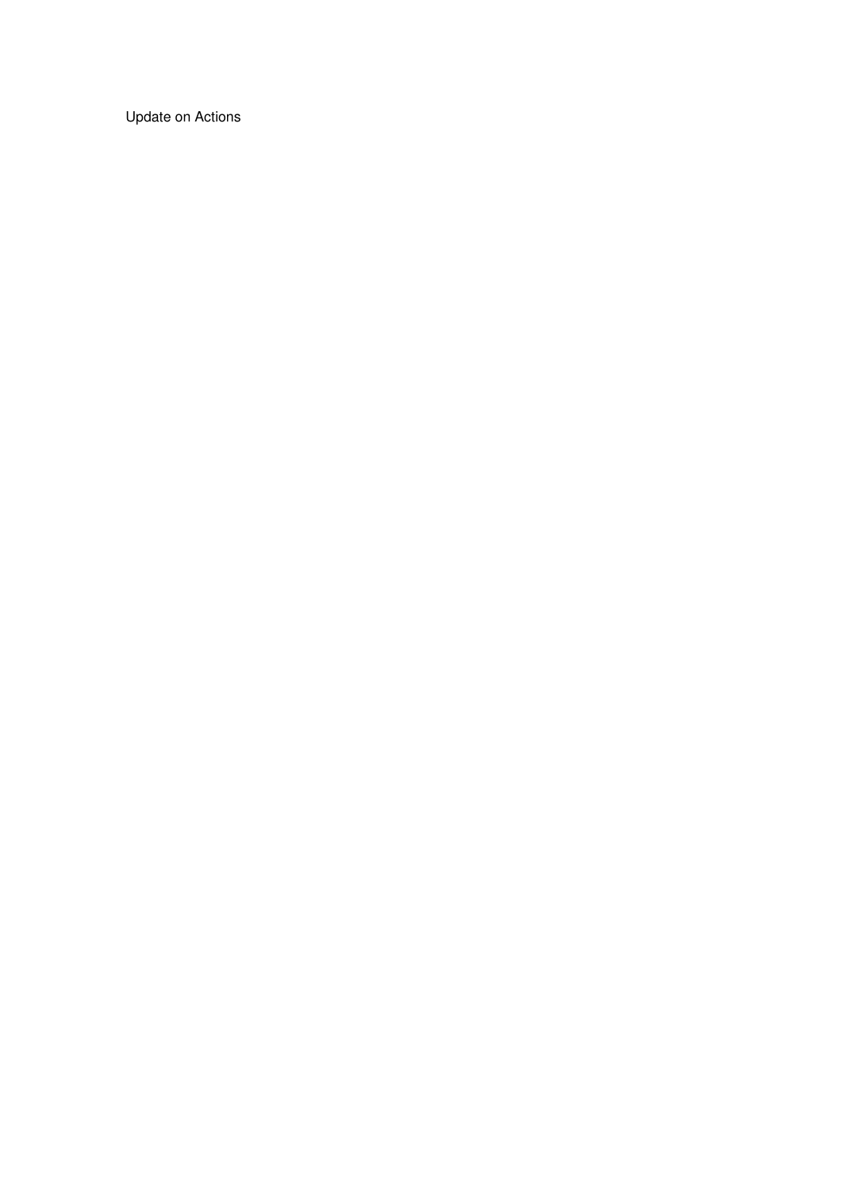Update on Actions